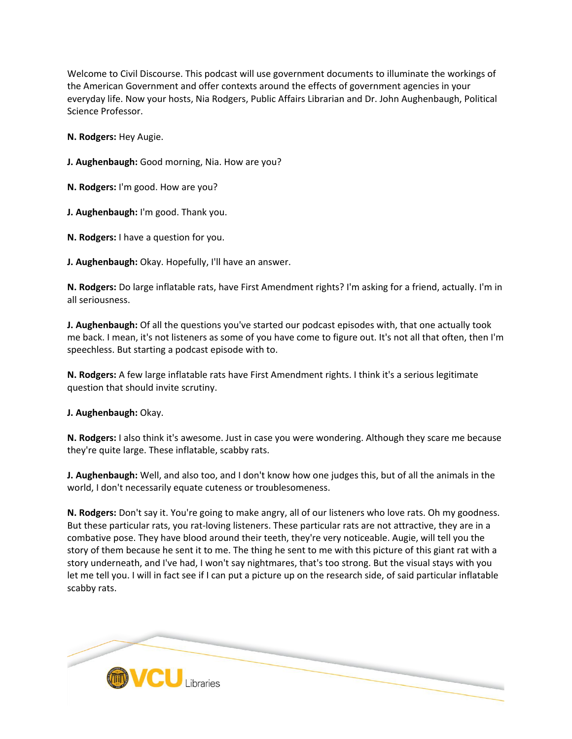Welcome to Civil Discourse. This podcast will use government documents to illuminate the workings of the American Government and offer contexts around the effects of government agencies in your everyday life. Now your hosts, Nia Rodgers, Public Affairs Librarian and Dr. John Aughenbaugh, Political Science Professor.

**N. Rodgers:** Hey Augie.

**J. Aughenbaugh:** Good morning, Nia. How are you?

**N. Rodgers:** I'm good. How are you?

**J. Aughenbaugh:** I'm good. Thank you.

**N. Rodgers:** I have a question for you.

**J. Aughenbaugh:** Okay. Hopefully, I'll have an answer.

**N. Rodgers:** Do large inflatable rats, have First Amendment rights? I'm asking for a friend, actually. I'm in all seriousness.

**J. Aughenbaugh:** Of all the questions you've started our podcast episodes with, that one actually took me back. I mean, it's not listeners as some of you have come to figure out. It's not all that often, then I'm speechless. But starting a podcast episode with to.

**N. Rodgers:** A few large inflatable rats have First Amendment rights. I think it's a serious legitimate question that should invite scrutiny.

**J. Aughenbaugh:** Okay.

**N. Rodgers:** I also think it's awesome. Just in case you were wondering. Although they scare me because they're quite large. These inflatable, scabby rats.

**J. Aughenbaugh:** Well, and also too, and I don't know how one judges this, but of all the animals in the world, I don't necessarily equate cuteness or troublesomeness.

**N. Rodgers:** Don't say it. You're going to make angry, all of our listeners who love rats. Oh my goodness. But these particular rats, you rat-loving listeners. These particular rats are not attractive, they are in a combative pose. They have blood around their teeth, they're very noticeable. Augie, will tell you the story of them because he sent it to me. The thing he sent to me with this picture of this giant rat with a story underneath, and I've had, I won't say nightmares, that's too strong. But the visual stays with you let me tell you. I will in fact see if I can put a picture up on the research side, of said particular inflatable scabby rats.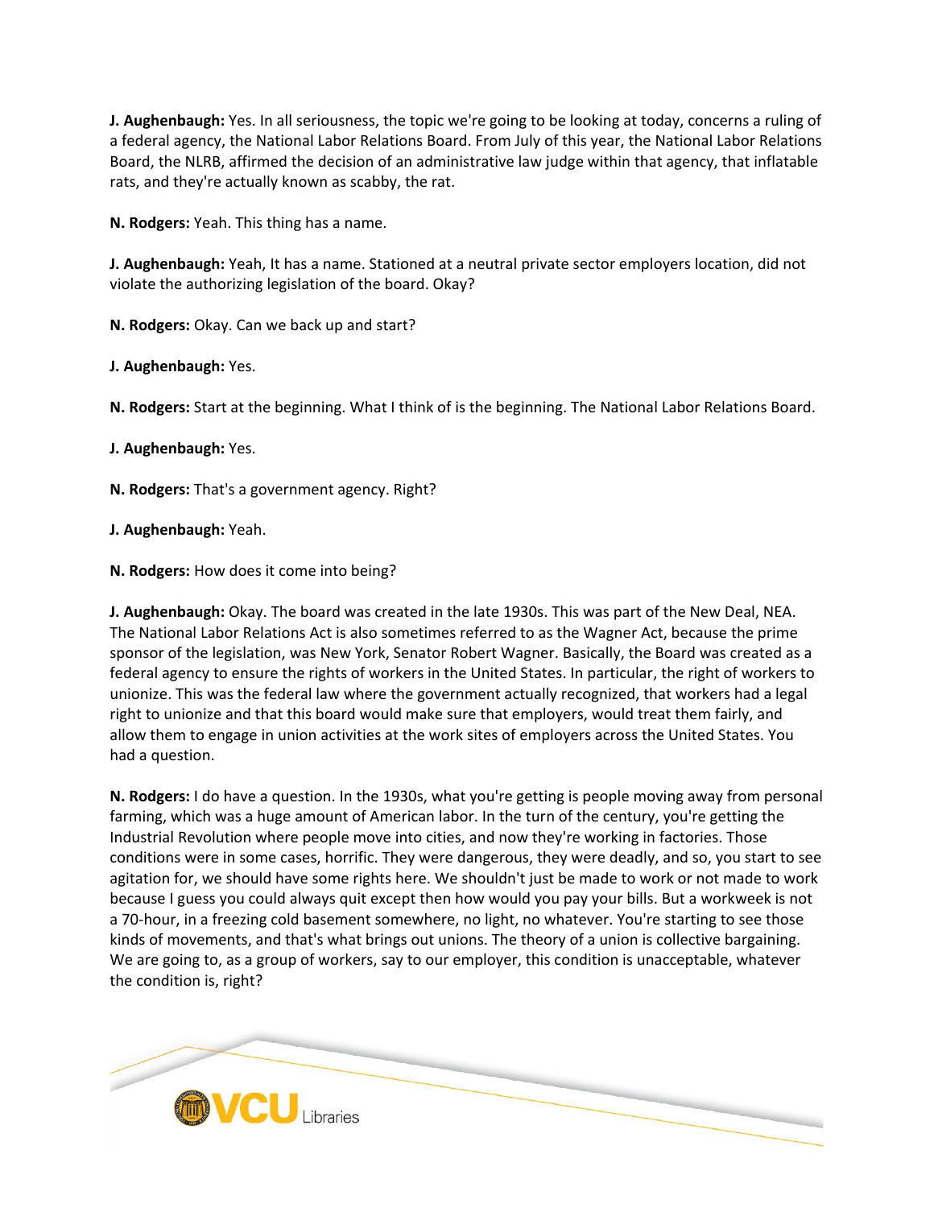**J. Aughenbaugh:** Yes. In all seriousness, the topic we're going to be looking at today, concerns a ruling of a federal agency, the National Labor Relations Board. From July of this year, the National Labor Relations Board, the NLRB, affirmed the decision of an administrative law judge within that agency, that inflatable rats, and they're actually known as scabby, the rat.

**N. Rodgers:** Yeah. This thing has a name.

**J. Aughenbaugh:** Yeah, It has a name. Stationed at a neutral private sector employers location, did not violate the authorizing legislation of the board. Okay?

**N. Rodgers:** Okay. Can we back up and start?

**J. Aughenbaugh:** Yes.

**N. Rodgers:** Start at the beginning. What I think of is the beginning. The National Labor Relations Board.

**J. Aughenbaugh:** Yes.

**N. Rodgers:** That's a government agency. Right?

**J. Aughenbaugh:** Yeah.

**N. Rodgers:** How does it come into being?

**J. Aughenbaugh:** Okay. The board was created in the late 1930s. This was part of the New Deal, NEA. The National Labor Relations Act is also sometimes referred to as the Wagner Act, because the prime sponsor of the legislation, was New York, Senator Robert Wagner. Basically, the Board was created as a federal agency to ensure the rights of workers in the United States. In particular, the right of workers to unionize. This was the federal law where the government actually recognized, that workers had a legal right to unionize and that this board would make sure that employers, would treat them fairly, and allow them to engage in union activities at the work sites of employers across the United States. You had a question.

**N. Rodgers:** I do have a question. In the 1930s, what you're getting is people moving away from personal farming, which was a huge amount of American labor. In the turn of the century, you're getting the Industrial Revolution where people move into cities, and now they're working in factories. Those conditions were in some cases, horrific. They were dangerous, they were deadly, and so, you start to see agitation for, we should have some rights here. We shouldn't just be made to work or not made to work because I guess you could always quit except then how would you pay your bills. But a workweek is not a 70-hour, in a freezing cold basement somewhere, no light, no whatever. You're starting to see those kinds of movements, and that's what brings out unions. The theory of a union is collective bargaining. We are going to, as a group of workers, say to our employer, this condition is unacceptable, whatever the condition is, right?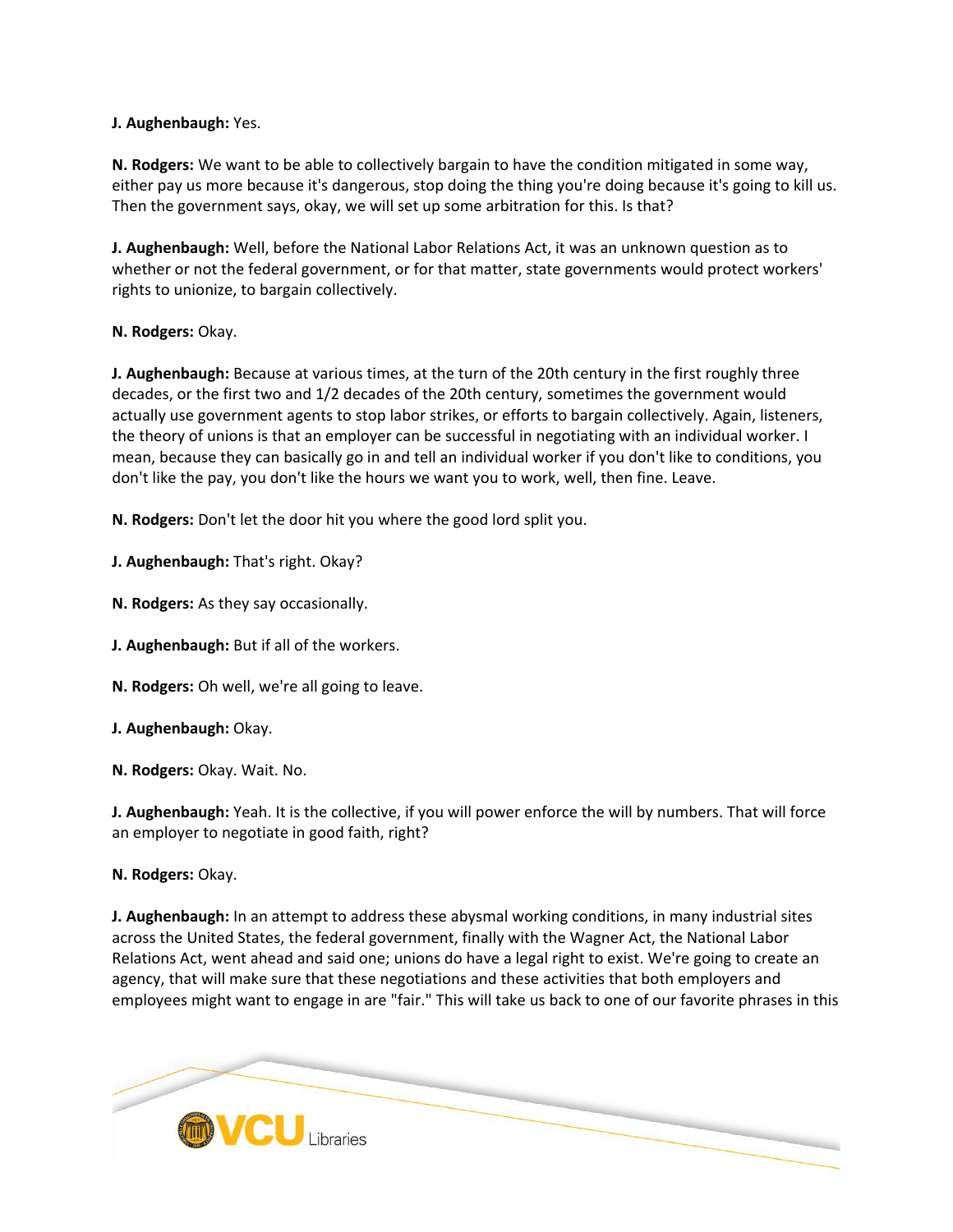**J. Aughenbaugh:** Yes.

**N. Rodgers:** We want to be able to collectively bargain to have the condition mitigated in some way, either pay us more because it's dangerous, stop doing the thing you're doing because it's going to kill us. Then the government says, okay, we will set up some arbitration for this. Is that?

**J. Aughenbaugh:** Well, before the National Labor Relations Act, it was an unknown question as to whether or not the federal government, or for that matter, state governments would protect workers' rights to unionize, to bargain collectively.

**N. Rodgers:** Okay.

**J. Aughenbaugh:** Because at various times, at the turn of the 20th century in the first roughly three decades, or the first two and 1/2 decades of the 20th century, sometimes the government would actually use government agents to stop labor strikes, or efforts to bargain collectively. Again, listeners, the theory of unions is that an employer can be successful in negotiating with an individual worker. I mean, because they can basically go in and tell an individual worker if you don't like to conditions, you don't like the pay, you don't like the hours we want you to work, well, then fine. Leave.

**N. Rodgers:** Don't let the door hit you where the good lord split you.

**J. Aughenbaugh:** That's right. Okay?

**N. Rodgers:** As they say occasionally.

**J. Aughenbaugh:** But if all of the workers.

**N. Rodgers:** Oh well, we're all going to leave.

**J. Aughenbaugh:** Okay.

**N. Rodgers:** Okay. Wait. No.

**J. Aughenbaugh:** Yeah. It is the collective, if you will power enforce the will by numbers. That will force an employer to negotiate in good faith, right?

**N. Rodgers:** Okay.

**J. Aughenbaugh:** In an attempt to address these abysmal working conditions, in many industrial sites across the United States, the federal government, finally with the Wagner Act, the National Labor Relations Act, went ahead and said one; unions do have a legal right to exist. We're going to create an agency, that will make sure that these negotiations and these activities that both employers and employees might want to engage in are "fair." This will take us back to one of our favorite phrases in this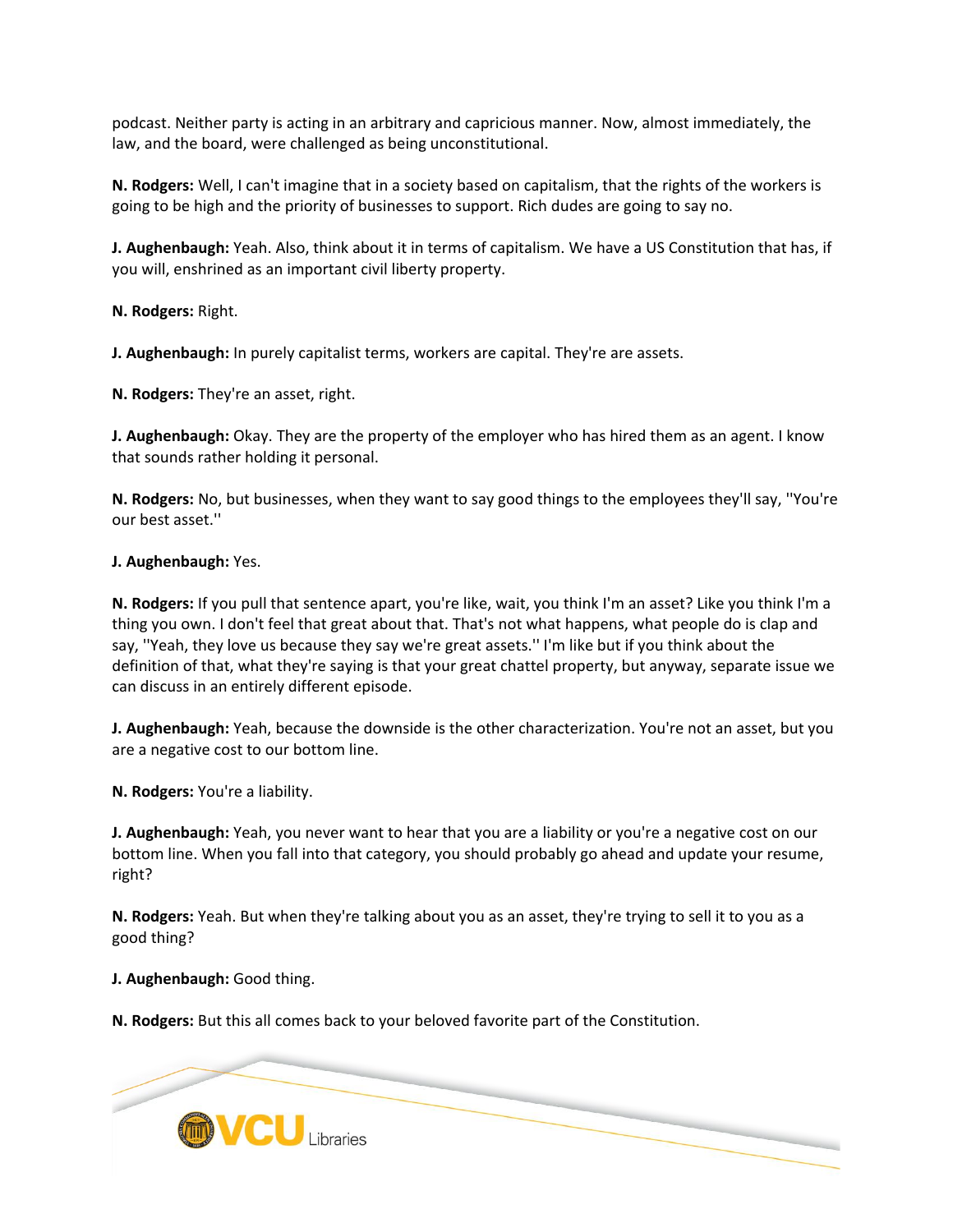podcast. Neither party is acting in an arbitrary and capricious manner. Now, almost immediately, the law, and the board, were challenged as being unconstitutional.

**N. Rodgers:** Well, I can't imagine that in a society based on capitalism, that the rights of the workers is going to be high and the priority of businesses to support. Rich dudes are going to say no.

**J. Aughenbaugh:** Yeah. Also, think about it in terms of capitalism. We have a US Constitution that has, if you will, enshrined as an important civil liberty property.

**N. Rodgers:** Right.

**J. Aughenbaugh:** In purely capitalist terms, workers are capital. They're are assets.

**N. Rodgers:** They're an asset, right.

**J. Aughenbaugh:** Okay. They are the property of the employer who has hired them as an agent. I know that sounds rather holding it personal.

**N. Rodgers:** No, but businesses, when they want to say good things to the employees they'll say, ''You're our best asset.''

**J. Aughenbaugh:** Yes.

**N. Rodgers:** If you pull that sentence apart, you're like, wait, you think I'm an asset? Like you think I'm a thing you own. I don't feel that great about that. That's not what happens, what people do is clap and say, ''Yeah, they love us because they say we're great assets.'' I'm like but if you think about the definition of that, what they're saying is that your great chattel property, but anyway, separate issue we can discuss in an entirely different episode.

**J. Aughenbaugh:** Yeah, because the downside is the other characterization. You're not an asset, but you are a negative cost to our bottom line.

**N. Rodgers:** You're a liability.

**J. Aughenbaugh:** Yeah, you never want to hear that you are a liability or you're a negative cost on our bottom line. When you fall into that category, you should probably go ahead and update your resume, right?

**N. Rodgers:** Yeah. But when they're talking about you as an asset, they're trying to sell it to you as a good thing?

**J. Aughenbaugh:** Good thing.

**N. Rodgers:** But this all comes back to your beloved favorite part of the Constitution.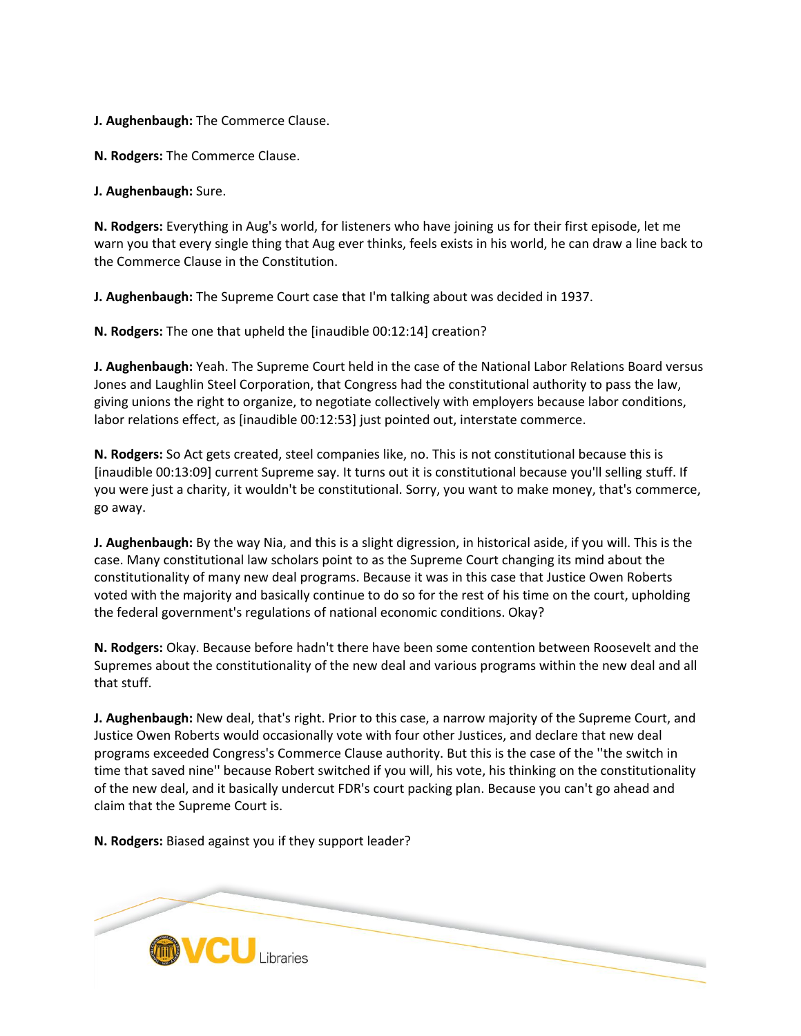**J. Aughenbaugh:** The Commerce Clause.

**N. Rodgers:** The Commerce Clause.

**J. Aughenbaugh:** Sure.

**N. Rodgers:** Everything in Aug's world, for listeners who have joining us for their first episode, let me warn you that every single thing that Aug ever thinks, feels exists in his world, he can draw a line back to the Commerce Clause in the Constitution.

**J. Aughenbaugh:** The Supreme Court case that I'm talking about was decided in 1937.

**N. Rodgers:** The one that upheld the [inaudible 00:12:14] creation?

**J. Aughenbaugh:** Yeah. The Supreme Court held in the case of the National Labor Relations Board versus Jones and Laughlin Steel Corporation, that Congress had the constitutional authority to pass the law, giving unions the right to organize, to negotiate collectively with employers because labor conditions, labor relations effect, as [inaudible 00:12:53] just pointed out, interstate commerce.

**N. Rodgers:** So Act gets created, steel companies like, no. This is not constitutional because this is [inaudible 00:13:09] current Supreme say. It turns out it is constitutional because you'll selling stuff. If you were just a charity, it wouldn't be constitutional. Sorry, you want to make money, that's commerce, go away.

**J. Aughenbaugh:** By the way Nia, and this is a slight digression, in historical aside, if you will. This is the case. Many constitutional law scholars point to as the Supreme Court changing its mind about the constitutionality of many new deal programs. Because it was in this case that Justice Owen Roberts voted with the majority and basically continue to do so for the rest of his time on the court, upholding the federal government's regulations of national economic conditions. Okay?

**N. Rodgers:** Okay. Because before hadn't there have been some contention between Roosevelt and the Supremes about the constitutionality of the new deal and various programs within the new deal and all that stuff.

**J. Aughenbaugh:** New deal, that's right. Prior to this case, a narrow majority of the Supreme Court, and Justice Owen Roberts would occasionally vote with four other Justices, and declare that new deal programs exceeded Congress's Commerce Clause authority. But this is the case of the ''the switch in time that saved nine'' because Robert switched if you will, his vote, his thinking on the constitutionality of the new deal, and it basically undercut FDR's court packing plan. Because you can't go ahead and claim that the Supreme Court is.

**N. Rodgers:** Biased against you if they support leader?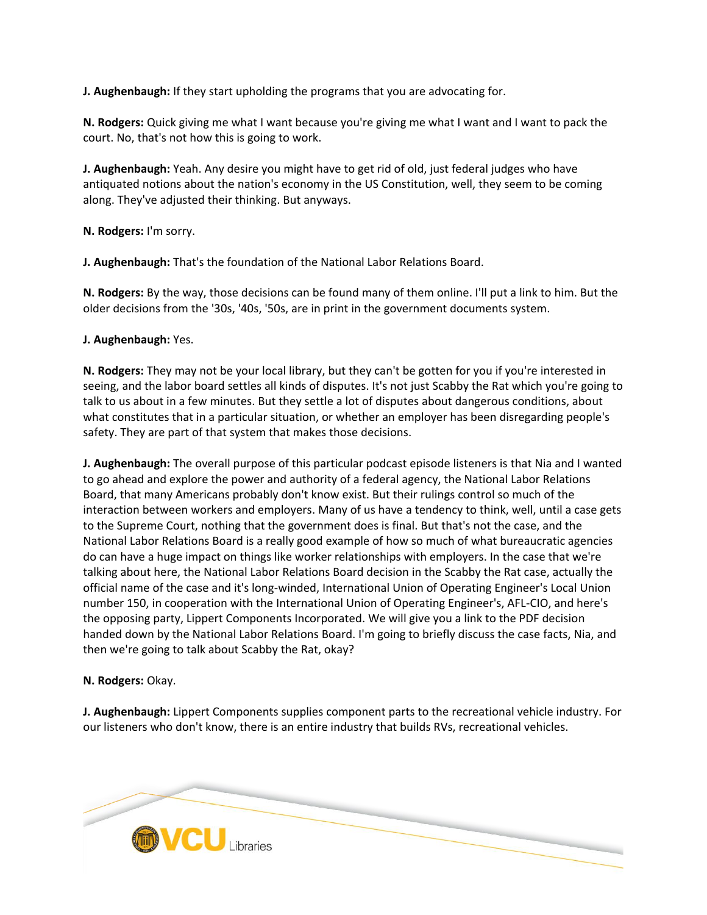**J. Aughenbaugh:** If they start upholding the programs that you are advocating for.

**N. Rodgers:** Quick giving me what I want because you're giving me what I want and I want to pack the court. No, that's not how this is going to work.

**J. Aughenbaugh:** Yeah. Any desire you might have to get rid of old, just federal judges who have antiquated notions about the nation's economy in the US Constitution, well, they seem to be coming along. They've adjusted their thinking. But anyways.

**N. Rodgers:** I'm sorry.

**J. Aughenbaugh:** That's the foundation of the National Labor Relations Board.

**N. Rodgers:** By the way, those decisions can be found many of them online. I'll put a link to him. But the older decisions from the '30s, '40s, '50s, are in print in the government documents system.

**J. Aughenbaugh:** Yes.

**N. Rodgers:** They may not be your local library, but they can't be gotten for you if you're interested in seeing, and the labor board settles all kinds of disputes. It's not just Scabby the Rat which you're going to talk to us about in a few minutes. But they settle a lot of disputes about dangerous conditions, about what constitutes that in a particular situation, or whether an employer has been disregarding people's safety. They are part of that system that makes those decisions.

**J. Aughenbaugh:** The overall purpose of this particular podcast episode listeners is that Nia and I wanted to go ahead and explore the power and authority of a federal agency, the National Labor Relations Board, that many Americans probably don't know exist. But their rulings control so much of the interaction between workers and employers. Many of us have a tendency to think, well, until a case gets to the Supreme Court, nothing that the government does is final. But that's not the case, and the National Labor Relations Board is a really good example of how so much of what bureaucratic agencies do can have a huge impact on things like worker relationships with employers. In the case that we're talking about here, the National Labor Relations Board decision in the Scabby the Rat case, actually the official name of the case and it's long-winded, International Union of Operating Engineer's Local Union number 150, in cooperation with the International Union of Operating Engineer's, AFL-CIO, and here's the opposing party, Lippert Components Incorporated. We will give you a link to the PDF decision handed down by the National Labor Relations Board. I'm going to briefly discuss the case facts, Nia, and then we're going to talk about Scabby the Rat, okay?

**N. Rodgers:** Okay.

**J. Aughenbaugh:** Lippert Components supplies component parts to the recreational vehicle industry. For our listeners who don't know, there is an entire industry that builds RVs, recreational vehicles.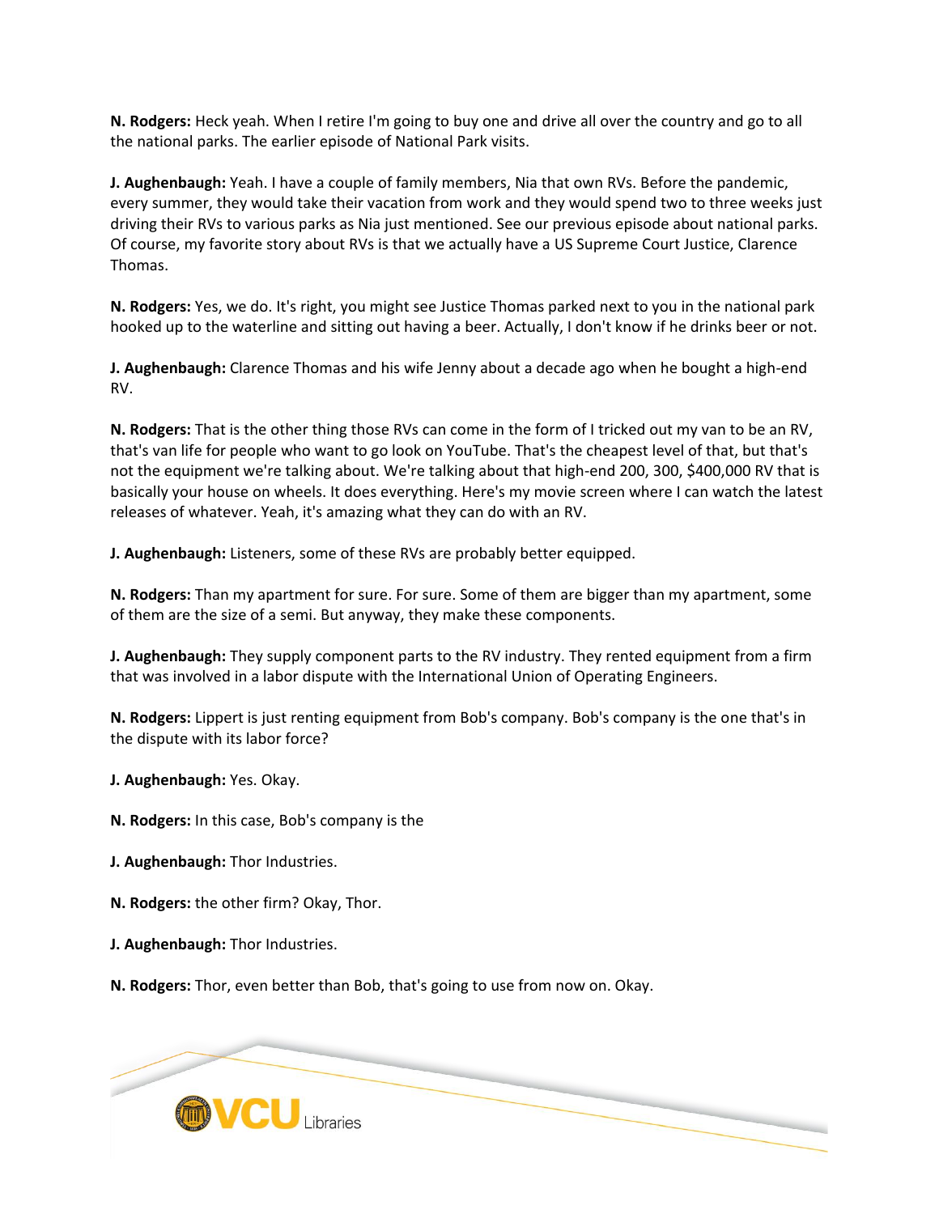**N. Rodgers:** Heck yeah. When I retire I'm going to buy one and drive all over the country and go to all the national parks. The earlier episode of National Park visits.

**J. Aughenbaugh:** Yeah. I have a couple of family members, Nia that own RVs. Before the pandemic, every summer, they would take their vacation from work and they would spend two to three weeks just driving their RVs to various parks as Nia just mentioned. See our previous episode about national parks. Of course, my favorite story about RVs is that we actually have a US Supreme Court Justice, Clarence Thomas.

**N. Rodgers:** Yes, we do. It's right, you might see Justice Thomas parked next to you in the national park hooked up to the waterline and sitting out having a beer. Actually, I don't know if he drinks beer or not.

**J. Aughenbaugh:** Clarence Thomas and his wife Jenny about a decade ago when he bought a high-end RV.

**N. Rodgers:** That is the other thing those RVs can come in the form of I tricked out my van to be an RV, that's van life for people who want to go look on YouTube. That's the cheapest level of that, but that's not the equipment we're talking about. We're talking about that high-end 200, 300, $400,000 RV that is basically your house on wheels. It does everything. Here's my movie screen where I can watch the latest releases of whatever. Yeah, it's amazing what they can do with an RV.

**J. Aughenbaugh:** Listeners, some of these RVs are probably better equipped.

**N. Rodgers:** Than my apartment for sure. For sure. Some of them are bigger than my apartment, some of them are the size of a semi. But anyway, they make these components.

**J. Aughenbaugh:** They supply component parts to the RV industry. They rented equipment from a firm that was involved in a labor dispute with the International Union of Operating Engineers.

**N. Rodgers:** Lippert is just renting equipment from Bob's company. Bob's company is the one that's in the dispute with its labor force?

**J. Aughenbaugh:** Yes. Okay.

**N. Rodgers:** In this case, Bob's company is the

**J. Aughenbaugh:** Thor Industries.

**N. Rodgers:** the other firm? Okay, Thor.

**J. Aughenbaugh:** Thor Industries.

**N. Rodgers:** Thor, even better than Bob, that's going to use from now on. Okay.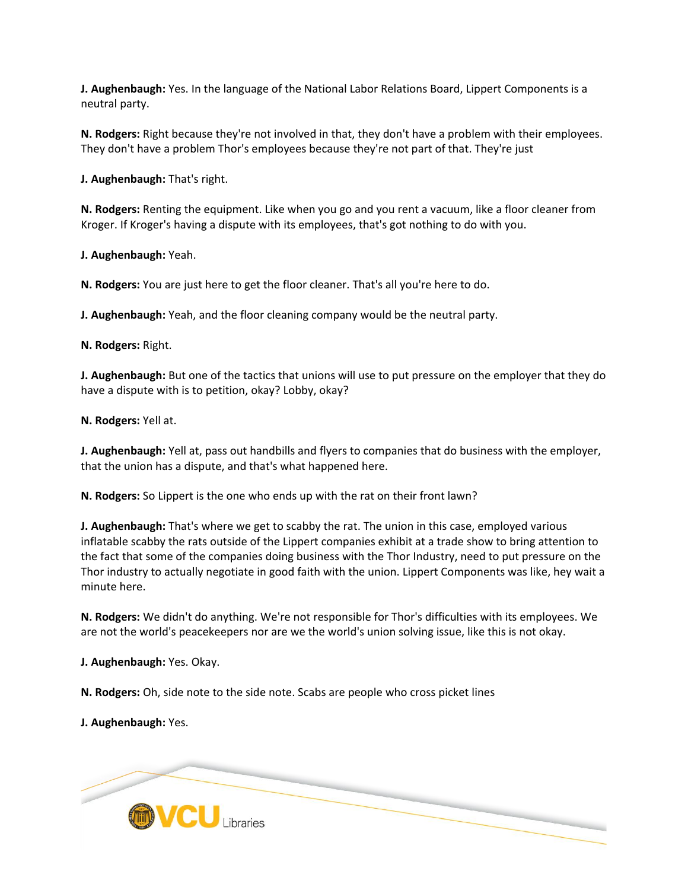**J. Aughenbaugh:** Yes. In the language of the National Labor Relations Board, Lippert Components is a neutral party.

**N. Rodgers:** Right because they're not involved in that, they don't have a problem with their employees. They don't have a problem Thor's employees because they're not part of that. They're just

**J. Aughenbaugh:** That's right.

**N. Rodgers:** Renting the equipment. Like when you go and you rent a vacuum, like a floor cleaner from Kroger. If Kroger's having a dispute with its employees, that's got nothing to do with you.

**J. Aughenbaugh:** Yeah.

**N. Rodgers:** You are just here to get the floor cleaner. That's all you're here to do.

**J. Aughenbaugh:** Yeah, and the floor cleaning company would be the neutral party.

**N. Rodgers:** Right.

**J. Aughenbaugh:** But one of the tactics that unions will use to put pressure on the employer that they do have a dispute with is to petition, okay? Lobby, okay?

**N. Rodgers:** Yell at.

**J. Aughenbaugh:** Yell at, pass out handbills and flyers to companies that do business with the employer, that the union has a dispute, and that's what happened here.

**N. Rodgers:** So Lippert is the one who ends up with the rat on their front lawn?

**J. Aughenbaugh:** That's where we get to scabby the rat. The union in this case, employed various inflatable scabby the rats outside of the Lippert companies exhibit at a trade show to bring attention to the fact that some of the companies doing business with the Thor Industry, need to put pressure on the Thor industry to actually negotiate in good faith with the union. Lippert Components was like, hey wait a minute here.

**N. Rodgers:** We didn't do anything. We're not responsible for Thor's difficulties with its employees. We are not the world's peacekeepers nor are we the world's union solving issue, like this is not okay.

**J. Aughenbaugh:** Yes. Okay.

**N. Rodgers:** Oh, side note to the side note. Scabs are people who cross picket lines

**J. Aughenbaugh:** Yes.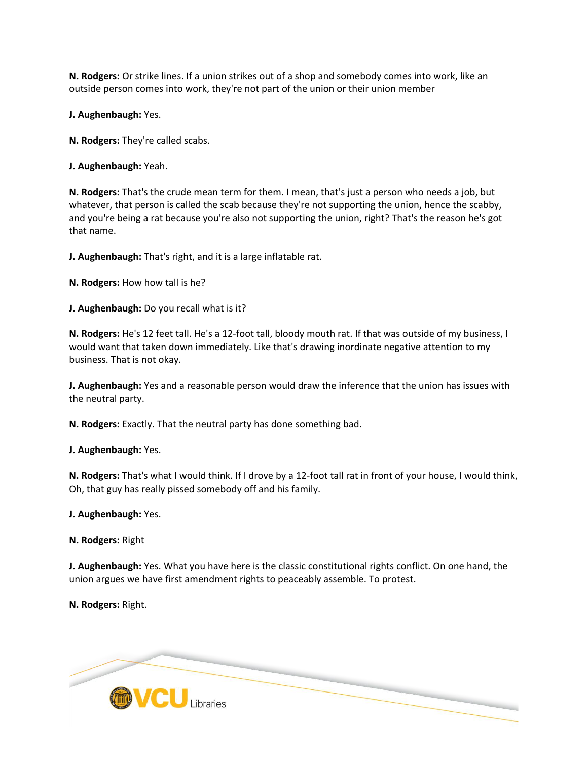**N. Rodgers:** Or strike lines. If a union strikes out of a shop and somebody comes into work, like an outside person comes into work, they're not part of the union or their union member

**J. Aughenbaugh:** Yes.

**N. Rodgers:** They're called scabs.

**J. Aughenbaugh:** Yeah.

**N. Rodgers:** That's the crude mean term for them. I mean, that's just a person who needs a job, but whatever, that person is called the scab because they're not supporting the union, hence the scabby, and you're being a rat because you're also not supporting the union, right? That's the reason he's got that name.

**J. Aughenbaugh:** That's right, and it is a large inflatable rat.

**N. Rodgers:** How how tall is he?

**J. Aughenbaugh:** Do you recall what is it?

**N. Rodgers:** He's 12 feet tall. He's a 12-foot tall, bloody mouth rat. If that was outside of my business, I would want that taken down immediately. Like that's drawing inordinate negative attention to my business. That is not okay.

**J. Aughenbaugh:** Yes and a reasonable person would draw the inference that the union has issues with the neutral party.

**N. Rodgers:** Exactly. That the neutral party has done something bad.

**J. Aughenbaugh:** Yes.

**N. Rodgers:** That's what I would think. If I drove by a 12-foot tall rat in front of your house, I would think, Oh, that guy has really pissed somebody off and his family.

**J. Aughenbaugh:** Yes.

**N. Rodgers:** Right

**J. Aughenbaugh:** Yes. What you have here is the classic constitutional rights conflict. On one hand, the union argues we have first amendment rights to peaceably assemble. To protest.

**N. Rodgers:** Right.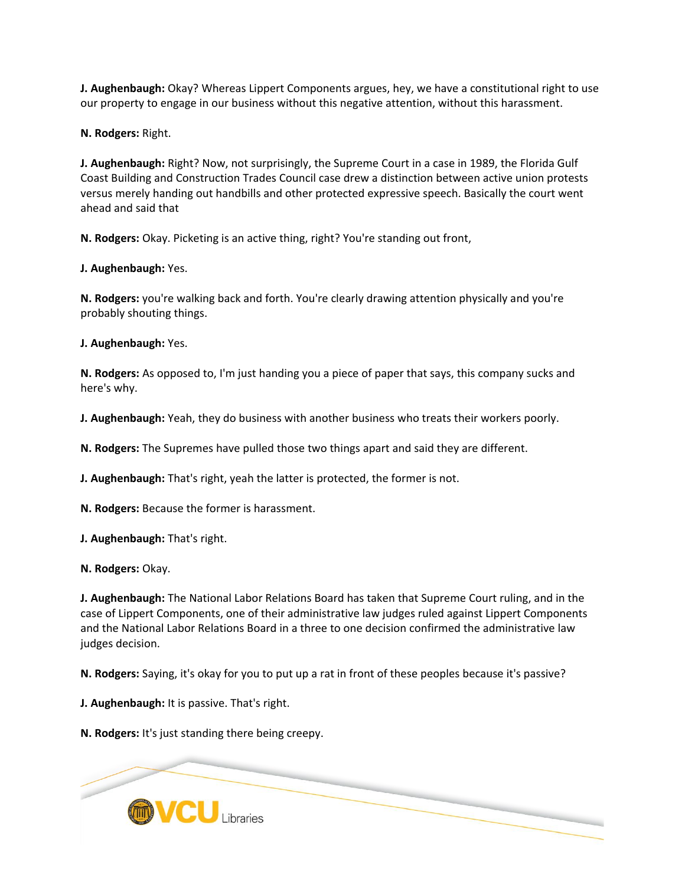**J. Aughenbaugh:** Okay? Whereas Lippert Components argues, hey, we have a constitutional right to use our property to engage in our business without this negative attention, without this harassment.

**N. Rodgers:** Right.

**J. Aughenbaugh:** Right? Now, not surprisingly, the Supreme Court in a case in 1989, the Florida Gulf Coast Building and Construction Trades Council case drew a distinction between active union protests versus merely handing out handbills and other protected expressive speech. Basically the court went ahead and said that

**N. Rodgers:** Okay. Picketing is an active thing, right? You're standing out front,

**J. Aughenbaugh:** Yes.

**N. Rodgers:** you're walking back and forth. You're clearly drawing attention physically and you're probably shouting things.

**J. Aughenbaugh:** Yes.

**N. Rodgers:** As opposed to, I'm just handing you a piece of paper that says, this company sucks and here's why.

**J. Aughenbaugh:** Yeah, they do business with another business who treats their workers poorly.

**N. Rodgers:** The Supremes have pulled those two things apart and said they are different.

**J. Aughenbaugh:** That's right, yeah the latter is protected, the former is not.

**N. Rodgers:** Because the former is harassment.

**J. Aughenbaugh:** That's right.

**N. Rodgers:** Okay.

**J. Aughenbaugh:** The National Labor Relations Board has taken that Supreme Court ruling, and in the case of Lippert Components, one of their administrative law judges ruled against Lippert Components and the National Labor Relations Board in a three to one decision confirmed the administrative law judges decision.

**N. Rodgers:** Saying, it's okay for you to put up a rat in front of these peoples because it's passive?

**J. Aughenbaugh:** It is passive. That's right.

**N. Rodgers:** It's just standing there being creepy.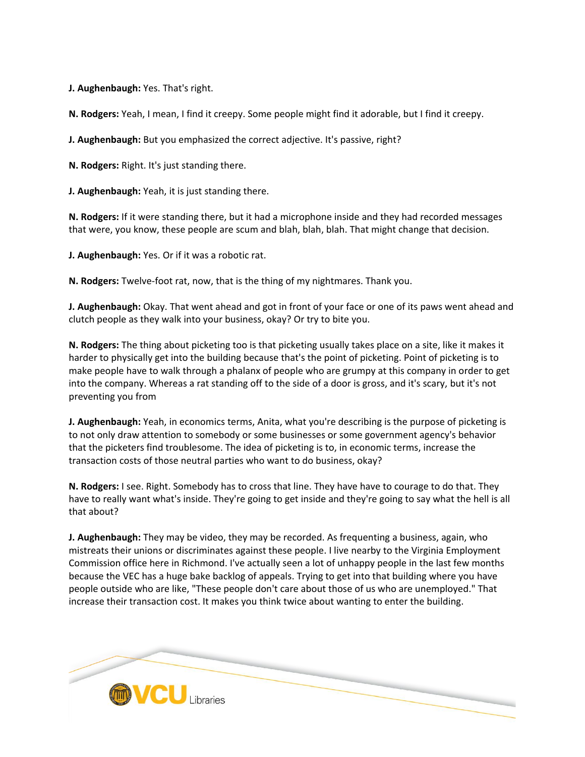**J. Aughenbaugh:** Yes. That's right.

**N. Rodgers:** Yeah, I mean, I find it creepy. Some people might find it adorable, but I find it creepy.

**J. Aughenbaugh:** But you emphasized the correct adjective. It's passive, right?

**N. Rodgers:** Right. It's just standing there.

**J. Aughenbaugh:** Yeah, it is just standing there.

**N. Rodgers:** If it were standing there, but it had a microphone inside and they had recorded messages that were, you know, these people are scum and blah, blah, blah. That might change that decision.

**J. Aughenbaugh:** Yes. Or if it was a robotic rat.

**N. Rodgers:** Twelve-foot rat, now, that is the thing of my nightmares. Thank you.

**J. Aughenbaugh:** Okay. That went ahead and got in front of your face or one of its paws went ahead and clutch people as they walk into your business, okay? Or try to bite you.

**N. Rodgers:** The thing about picketing too is that picketing usually takes place on a site, like it makes it harder to physically get into the building because that's the point of picketing. Point of picketing is to make people have to walk through a phalanx of people who are grumpy at this company in order to get into the company. Whereas a rat standing off to the side of a door is gross, and it's scary, but it's not preventing you from

**J. Aughenbaugh:** Yeah, in economics terms, Anita, what you're describing is the purpose of picketing is to not only draw attention to somebody or some businesses or some government agency's behavior that the picketers find troublesome. The idea of picketing is to, in economic terms, increase the transaction costs of those neutral parties who want to do business, okay?

**N. Rodgers:** I see. Right. Somebody has to cross that line. They have have to courage to do that. They have to really want what's inside. They're going to get inside and they're going to say what the hell is all that about?

**J. Aughenbaugh:** They may be video, they may be recorded. As frequenting a business, again, who mistreats their unions or discriminates against these people. I live nearby to the Virginia Employment Commission office here in Richmond. I've actually seen a lot of unhappy people in the last few months because the VEC has a huge bake backlog of appeals. Trying to get into that building where you have people outside who are like, "These people don't care about those of us who are unemployed." That increase their transaction cost. It makes you think twice about wanting to enter the building.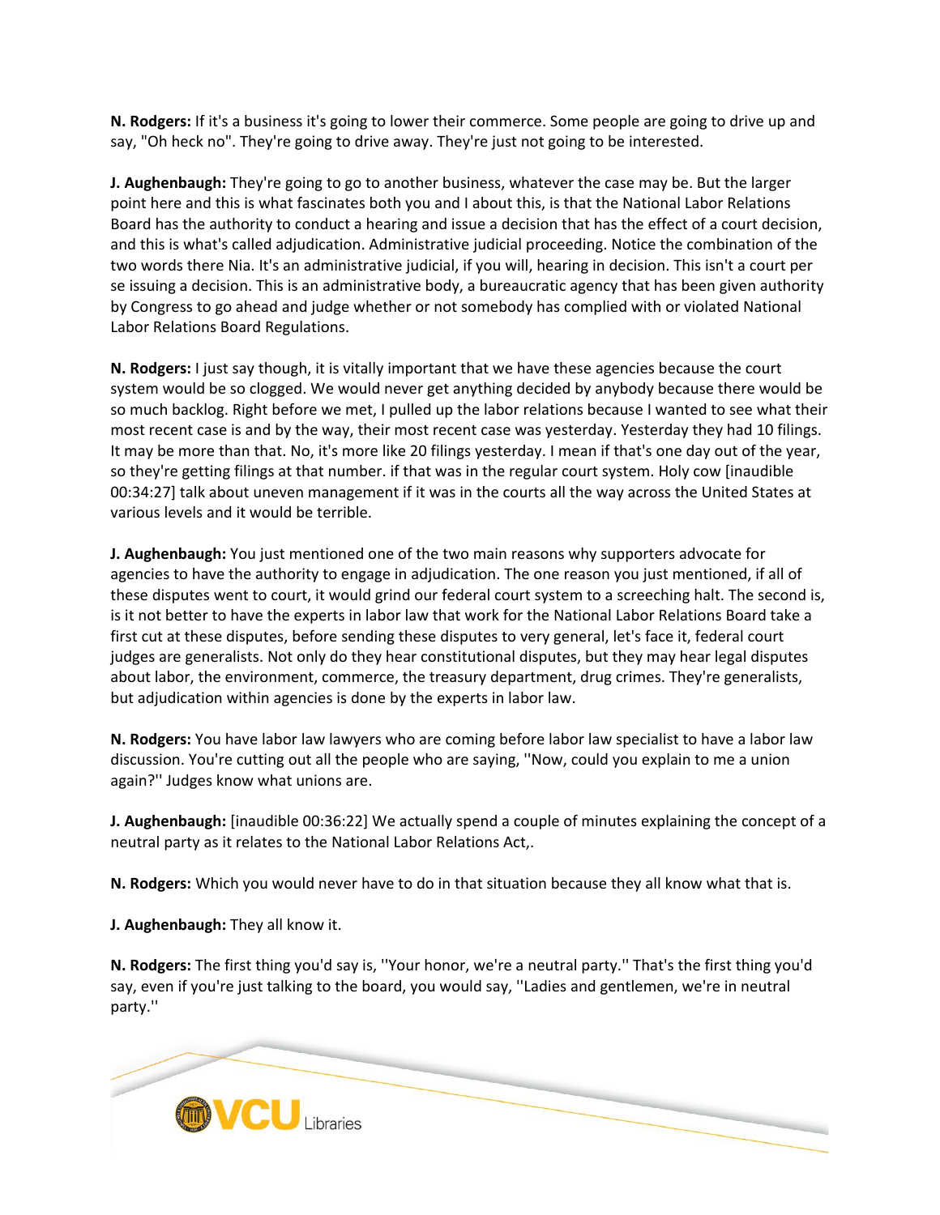**N. Rodgers:** If it's a business it's going to lower their commerce. Some people are going to drive up and say, "Oh heck no". They're going to drive away. They're just not going to be interested.

**J. Aughenbaugh:** They're going to go to another business, whatever the case may be. But the larger point here and this is what fascinates both you and I about this, is that the National Labor Relations Board has the authority to conduct a hearing and issue a decision that has the effect of a court decision, and this is what's called adjudication. Administrative judicial proceeding. Notice the combination of the two words there Nia. It's an administrative judicial, if you will, hearing in decision. This isn't a court per se issuing a decision. This is an administrative body, a bureaucratic agency that has been given authority by Congress to go ahead and judge whether or not somebody has complied with or violated National Labor Relations Board Regulations.

**N. Rodgers:** I just say though, it is vitally important that we have these agencies because the court system would be so clogged. We would never get anything decided by anybody because there would be so much backlog. Right before we met, I pulled up the labor relations because I wanted to see what their most recent case is and by the way, their most recent case was yesterday. Yesterday they had 10 filings. It may be more than that. No, it's more like 20 filings yesterday. I mean if that's one day out of the year, so they're getting filings at that number. if that was in the regular court system. Holy cow [inaudible 00:34:27] talk about uneven management if it was in the courts all the way across the United States at various levels and it would be terrible.

**J. Aughenbaugh:** You just mentioned one of the two main reasons why supporters advocate for agencies to have the authority to engage in adjudication. The one reason you just mentioned, if all of these disputes went to court, it would grind our federal court system to a screeching halt. The second is, is it not better to have the experts in labor law that work for the National Labor Relations Board take a first cut at these disputes, before sending these disputes to very general, let's face it, federal court judges are generalists. Not only do they hear constitutional disputes, but they may hear legal disputes about labor, the environment, commerce, the treasury department, drug crimes. They're generalists, but adjudication within agencies is done by the experts in labor law.

**N. Rodgers:** You have labor law lawyers who are coming before labor law specialist to have a labor law discussion. You're cutting out all the people who are saying, ''Now, could you explain to me a union again?'' Judges know what unions are.

**J. Aughenbaugh:** [inaudible 00:36:22] We actually spend a couple of minutes explaining the concept of a neutral party as it relates to the National Labor Relations Act,.

**N. Rodgers:** Which you would never have to do in that situation because they all know what that is.

**J. Aughenbaugh:** They all know it.

**N. Rodgers:** The first thing you'd say is, ''Your honor, we're a neutral party.'' That's the first thing you'd say, even if you're just talking to the board, you would say, ''Ladies and gentlemen, we're in neutral party.''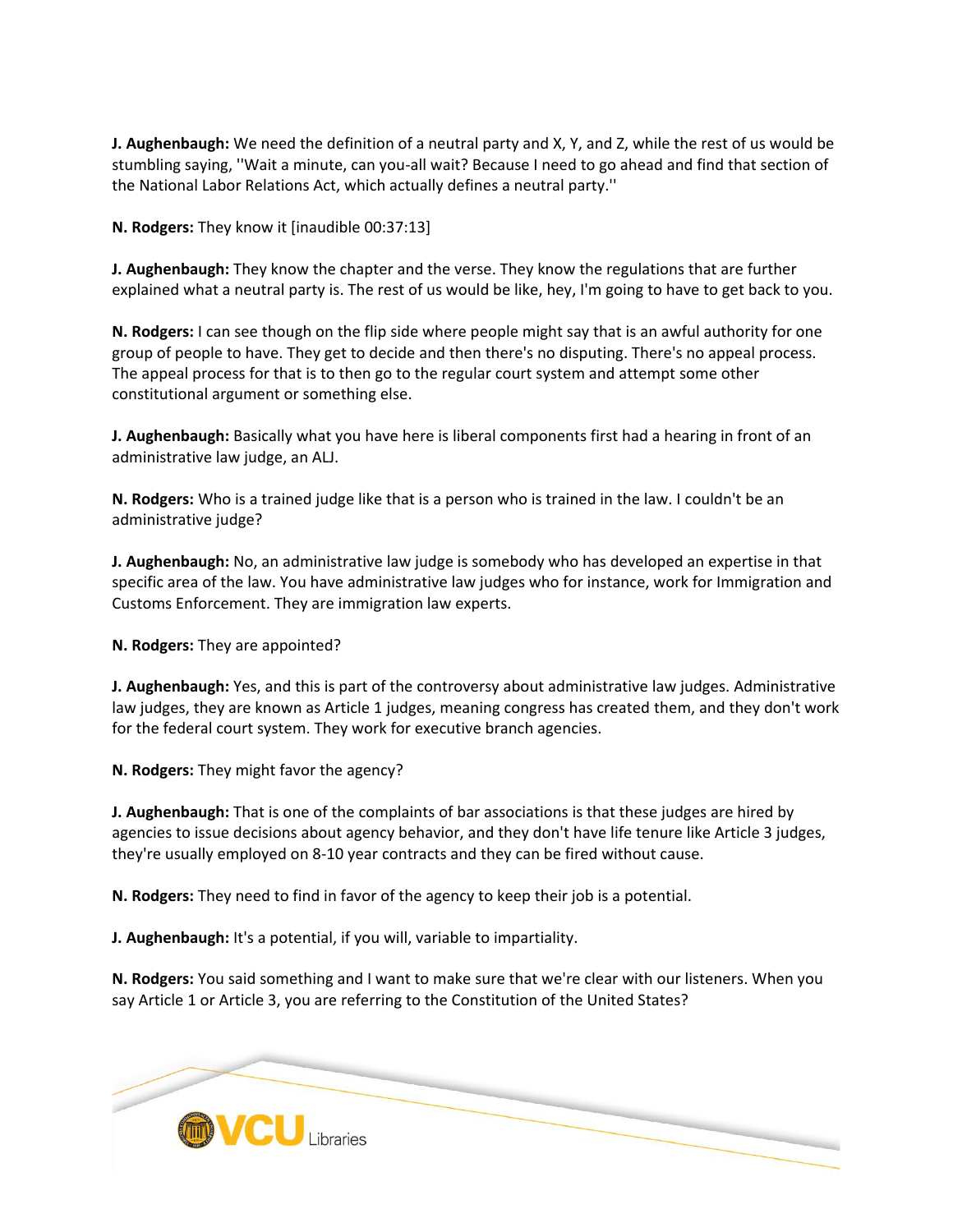**J. Aughenbaugh:** We need the definition of a neutral party and X, Y, and Z, while the rest of us would be stumbling saying, ''Wait a minute, can you-all wait? Because I need to go ahead and find that section of the National Labor Relations Act, which actually defines a neutral party.''

**N. Rodgers:** They know it [inaudible 00:37:13]

**J. Aughenbaugh:** They know the chapter and the verse. They know the regulations that are further explained what a neutral party is. The rest of us would be like, hey, I'm going to have to get back to you.

**N. Rodgers:** I can see though on the flip side where people might say that is an awful authority for one group of people to have. They get to decide and then there's no disputing. There's no appeal process. The appeal process for that is to then go to the regular court system and attempt some other constitutional argument or something else.

**J. Aughenbaugh:** Basically what you have here is liberal components first had a hearing in front of an administrative law judge, an ALJ.

**N. Rodgers:** Who is a trained judge like that is a person who is trained in the law. I couldn't be an administrative judge?

**J. Aughenbaugh:** No, an administrative law judge is somebody who has developed an expertise in that specific area of the law. You have administrative law judges who for instance, work for Immigration and Customs Enforcement. They are immigration law experts.

**N. Rodgers:** They are appointed?

**J. Aughenbaugh:** Yes, and this is part of the controversy about administrative law judges. Administrative law judges, they are known as Article 1 judges, meaning congress has created them, and they don't work for the federal court system. They work for executive branch agencies.

**N. Rodgers:** They might favor the agency?

**J. Aughenbaugh:** That is one of the complaints of bar associations is that these judges are hired by agencies to issue decisions about agency behavior, and they don't have life tenure like Article 3 judges, they're usually employed on 8-10 year contracts and they can be fired without cause.

**N. Rodgers:** They need to find in favor of the agency to keep their job is a potential.

**J. Aughenbaugh:** It's a potential, if you will, variable to impartiality.

**N. Rodgers:** You said something and I want to make sure that we're clear with our listeners. When you say Article 1 or Article 3, you are referring to the Constitution of the United States?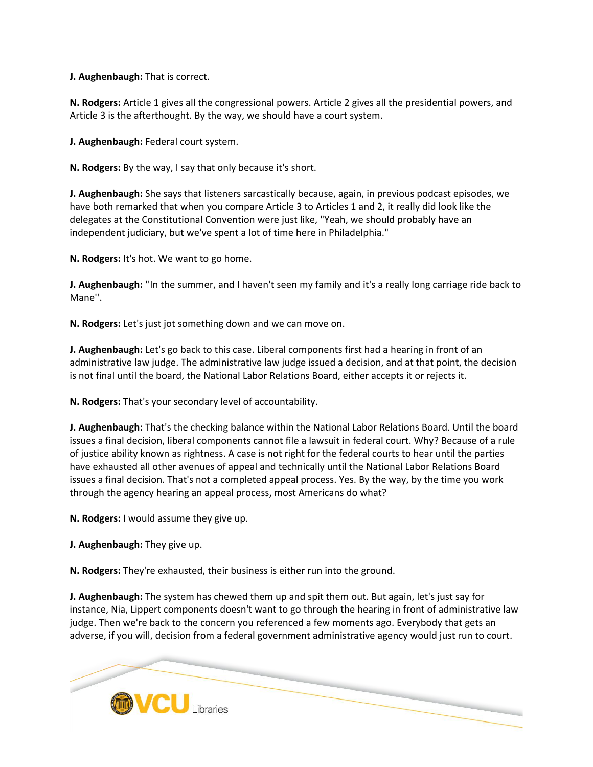**J. Aughenbaugh:** That is correct.

**N. Rodgers:** Article 1 gives all the congressional powers. Article 2 gives all the presidential powers, and Article 3 is the afterthought. By the way, we should have a court system.

**J. Aughenbaugh:** Federal court system.

**N. Rodgers:** By the way, I say that only because it's short.

**J. Aughenbaugh:** She says that listeners sarcastically because, again, in previous podcast episodes, we have both remarked that when you compare Article 3 to Articles 1 and 2, it really did look like the delegates at the Constitutional Convention were just like, "Yeah, we should probably have an independent judiciary, but we've spent a lot of time here in Philadelphia."

**N. Rodgers:** It's hot. We want to go home.

**J. Aughenbaugh:** ''In the summer, and I haven't seen my family and it's a really long carriage ride back to Mane''.

**N. Rodgers:** Let's just jot something down and we can move on.

**J. Aughenbaugh:** Let's go back to this case. Liberal components first had a hearing in front of an administrative law judge. The administrative law judge issued a decision, and at that point, the decision is not final until the board, the National Labor Relations Board, either accepts it or rejects it.

**N. Rodgers:** That's your secondary level of accountability.

**J. Aughenbaugh:** That's the checking balance within the National Labor Relations Board. Until the board issues a final decision, liberal components cannot file a lawsuit in federal court. Why? Because of a rule of justice ability known as rightness. A case is not right for the federal courts to hear until the parties have exhausted all other avenues of appeal and technically until the National Labor Relations Board issues a final decision. That's not a completed appeal process. Yes. By the way, by the time you work through the agency hearing an appeal process, most Americans do what?

**N. Rodgers:** I would assume they give up.

**J. Aughenbaugh:** They give up.

**N. Rodgers:** They're exhausted, their business is either run into the ground.

**J. Aughenbaugh:** The system has chewed them up and spit them out. But again, let's just say for instance, Nia, Lippert components doesn't want to go through the hearing in front of administrative law judge. Then we're back to the concern you referenced a few moments ago. Everybody that gets an adverse, if you will, decision from a federal government administrative agency would just run to court.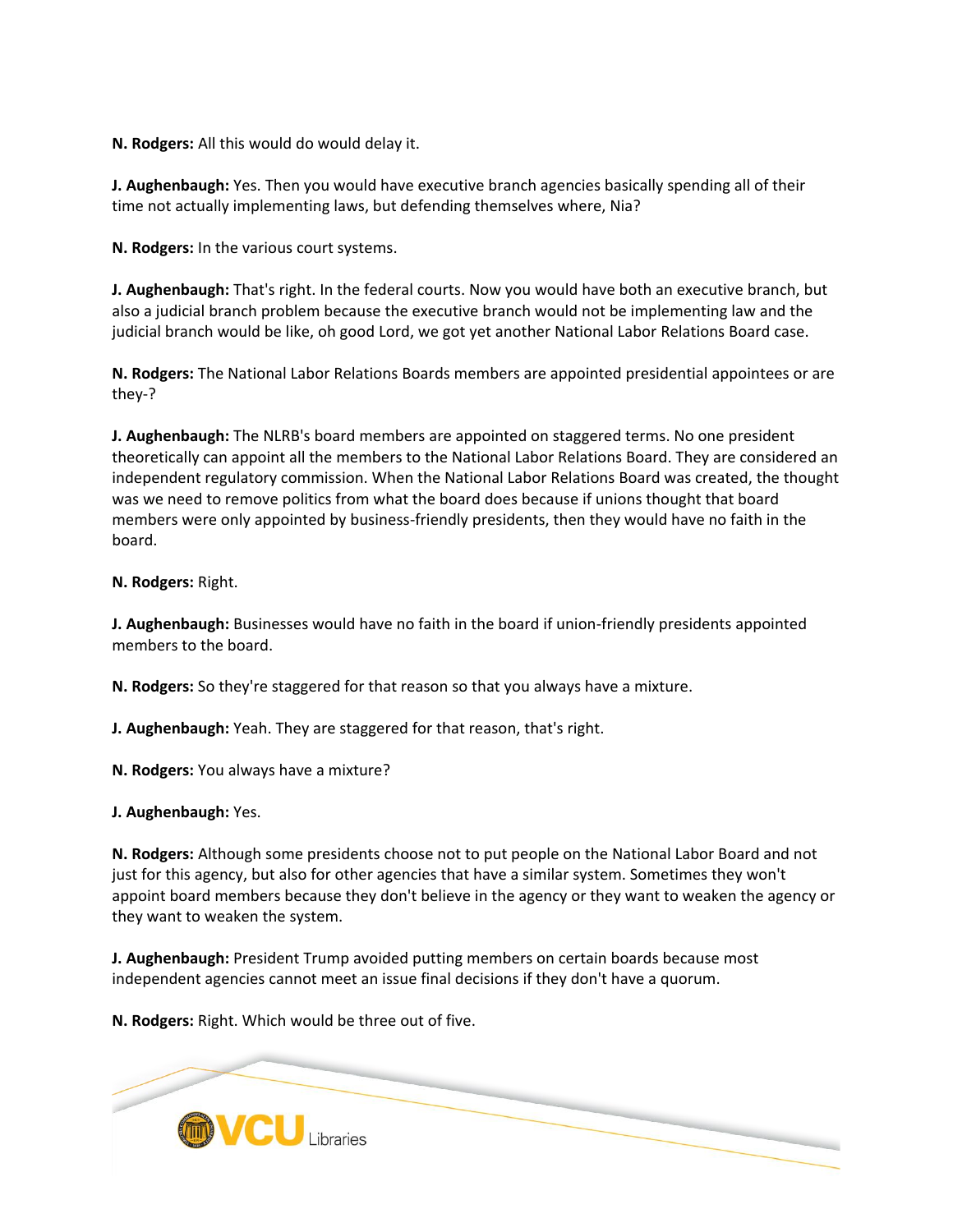**N. Rodgers:** All this would do would delay it.

**J. Aughenbaugh:** Yes. Then you would have executive branch agencies basically spending all of their time not actually implementing laws, but defending themselves where, Nia?

**N. Rodgers:** In the various court systems.

**J. Aughenbaugh:** That's right. In the federal courts. Now you would have both an executive branch, but also a judicial branch problem because the executive branch would not be implementing law and the judicial branch would be like, oh good Lord, we got yet another National Labor Relations Board case.

**N. Rodgers:** The National Labor Relations Boards members are appointed presidential appointees or are they-?

**J. Aughenbaugh:** The NLRB's board members are appointed on staggered terms. No one president theoretically can appoint all the members to the National Labor Relations Board. They are considered an independent regulatory commission. When the National Labor Relations Board was created, the thought was we need to remove politics from what the board does because if unions thought that board members were only appointed by business-friendly presidents, then they would have no faith in the board.

**N. Rodgers:** Right.

**J. Aughenbaugh:** Businesses would have no faith in the board if union-friendly presidents appointed members to the board.

**N. Rodgers:** So they're staggered for that reason so that you always have a mixture.

**J. Aughenbaugh:** Yeah. They are staggered for that reason, that's right.

**N. Rodgers:** You always have a mixture?

**J. Aughenbaugh:** Yes.

**N. Rodgers:** Although some presidents choose not to put people on the National Labor Board and not just for this agency, but also for other agencies that have a similar system. Sometimes they won't appoint board members because they don't believe in the agency or they want to weaken the agency or they want to weaken the system.

**J. Aughenbaugh:** President Trump avoided putting members on certain boards because most independent agencies cannot meet an issue final decisions if they don't have a quorum.

**N. Rodgers:** Right. Which would be three out of five.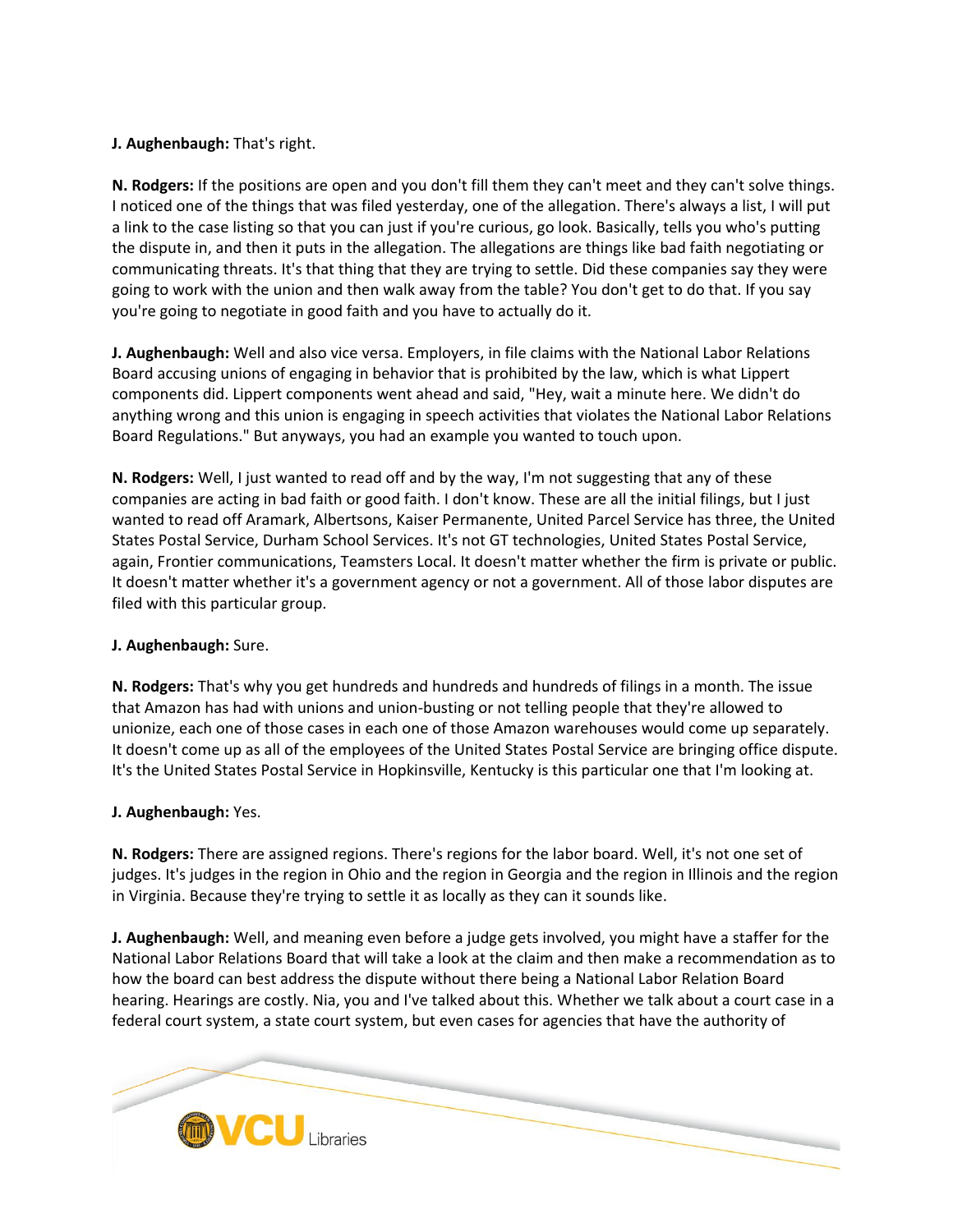**J. Aughenbaugh:** That's right.

**N. Rodgers:** If the positions are open and you don't fill them they can't meet and they can't solve things. I noticed one of the things that was filed yesterday, one of the allegation. There's always a list, I will put a link to the case listing so that you can just if you're curious, go look. Basically, tells you who's putting the dispute in, and then it puts in the allegation. The allegations are things like bad faith negotiating or communicating threats. It's that thing that they are trying to settle. Did these companies say they were going to work with the union and then walk away from the table? You don't get to do that. If you say you're going to negotiate in good faith and you have to actually do it.

**J. Aughenbaugh:** Well and also vice versa. Employers, in file claims with the National Labor Relations Board accusing unions of engaging in behavior that is prohibited by the law, which is what Lippert components did. Lippert components went ahead and said, "Hey, wait a minute here. We didn't do anything wrong and this union is engaging in speech activities that violates the National Labor Relations Board Regulations." But anyways, you had an example you wanted to touch upon.

**N. Rodgers:** Well, I just wanted to read off and by the way, I'm not suggesting that any of these companies are acting in bad faith or good faith. I don't know. These are all the initial filings, but I just wanted to read off Aramark, Albertsons, Kaiser Permanente, United Parcel Service has three, the United States Postal Service, Durham School Services. It's not GT technologies, United States Postal Service, again, Frontier communications, Teamsters Local. It doesn't matter whether the firm is private or public. It doesn't matter whether it's a government agency or not a government. All of those labor disputes are filed with this particular group.

**J. Aughenbaugh:** Sure.

**N. Rodgers:** That's why you get hundreds and hundreds and hundreds of filings in a month. The issue that Amazon has had with unions and union-busting or not telling people that they're allowed to unionize, each one of those cases in each one of those Amazon warehouses would come up separately. It doesn't come up as all of the employees of the United States Postal Service are bringing office dispute. It's the United States Postal Service in Hopkinsville, Kentucky is this particular one that I'm looking at.

**J. Aughenbaugh:** Yes.

**N. Rodgers:** There are assigned regions. There's regions for the labor board. Well, it's not one set of judges. It's judges in the region in Ohio and the region in Georgia and the region in Illinois and the region in Virginia. Because they're trying to settle it as locally as they can it sounds like.

**J. Aughenbaugh:** Well, and meaning even before a judge gets involved, you might have a staffer for the National Labor Relations Board that will take a look at the claim and then make a recommendation as to how the board can best address the dispute without there being a National Labor Relation Board hearing. Hearings are costly. Nia, you and I've talked about this. Whether we talk about a court case in a federal court system, a state court system, but even cases for agencies that have the authority of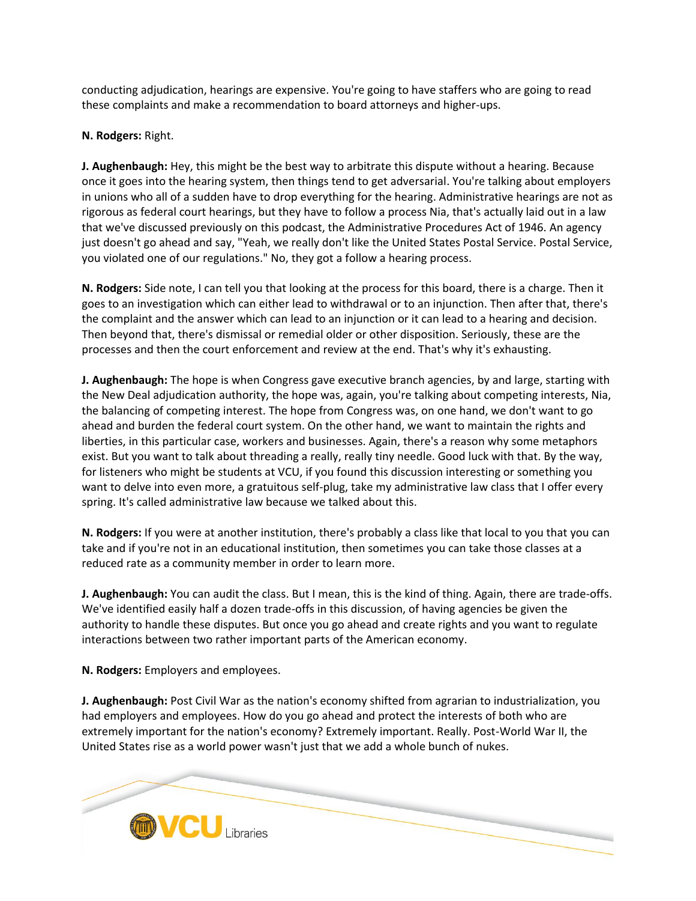conducting adjudication, hearings are expensive. You're going to have staffers who are going to read these complaints and make a recommendation to board attorneys and higher-ups.

**N. Rodgers:** Right.

**J. Aughenbaugh:** Hey, this might be the best way to arbitrate this dispute without a hearing. Because once it goes into the hearing system, then things tend to get adversarial. You're talking about employers in unions who all of a sudden have to drop everything for the hearing. Administrative hearings are not as rigorous as federal court hearings, but they have to follow a process Nia, that's actually laid out in a law that we've discussed previously on this podcast, the Administrative Procedures Act of 1946. An agency just doesn't go ahead and say, "Yeah, we really don't like the United States Postal Service. Postal Service, you violated one of our regulations." No, they got a follow a hearing process.

**N. Rodgers:** Side note, I can tell you that looking at the process for this board, there is a charge. Then it goes to an investigation which can either lead to withdrawal or to an injunction. Then after that, there's the complaint and the answer which can lead to an injunction or it can lead to a hearing and decision. Then beyond that, there's dismissal or remedial older or other disposition. Seriously, these are the processes and then the court enforcement and review at the end. That's why it's exhausting.

**J. Aughenbaugh:** The hope is when Congress gave executive branch agencies, by and large, starting with the New Deal adjudication authority, the hope was, again, you're talking about competing interests, Nia, the balancing of competing interest. The hope from Congress was, on one hand, we don't want to go ahead and burden the federal court system. On the other hand, we want to maintain the rights and liberties, in this particular case, workers and businesses. Again, there's a reason why some metaphors exist. But you want to talk about threading a really, really tiny needle. Good luck with that. By the way, for listeners who might be students at VCU, if you found this discussion interesting or something you want to delve into even more, a gratuitous self-plug, take my administrative law class that I offer every spring. It's called administrative law because we talked about this.

**N. Rodgers:** If you were at another institution, there's probably a class like that local to you that you can take and if you're not in an educational institution, then sometimes you can take those classes at a reduced rate as a community member in order to learn more.

**J. Aughenbaugh:** You can audit the class. But I mean, this is the kind of thing. Again, there are trade-offs. We've identified easily half a dozen trade-offs in this discussion, of having agencies be given the authority to handle these disputes. But once you go ahead and create rights and you want to regulate interactions between two rather important parts of the American economy.

**N. Rodgers:** Employers and employees.

**J. Aughenbaugh:** Post Civil War as the nation's economy shifted from agrarian to industrialization, you had employers and employees. How do you go ahead and protect the interests of both who are extremely important for the nation's economy? Extremely important. Really. Post-World War II, the United States rise as a world power wasn't just that we add a whole bunch of nukes.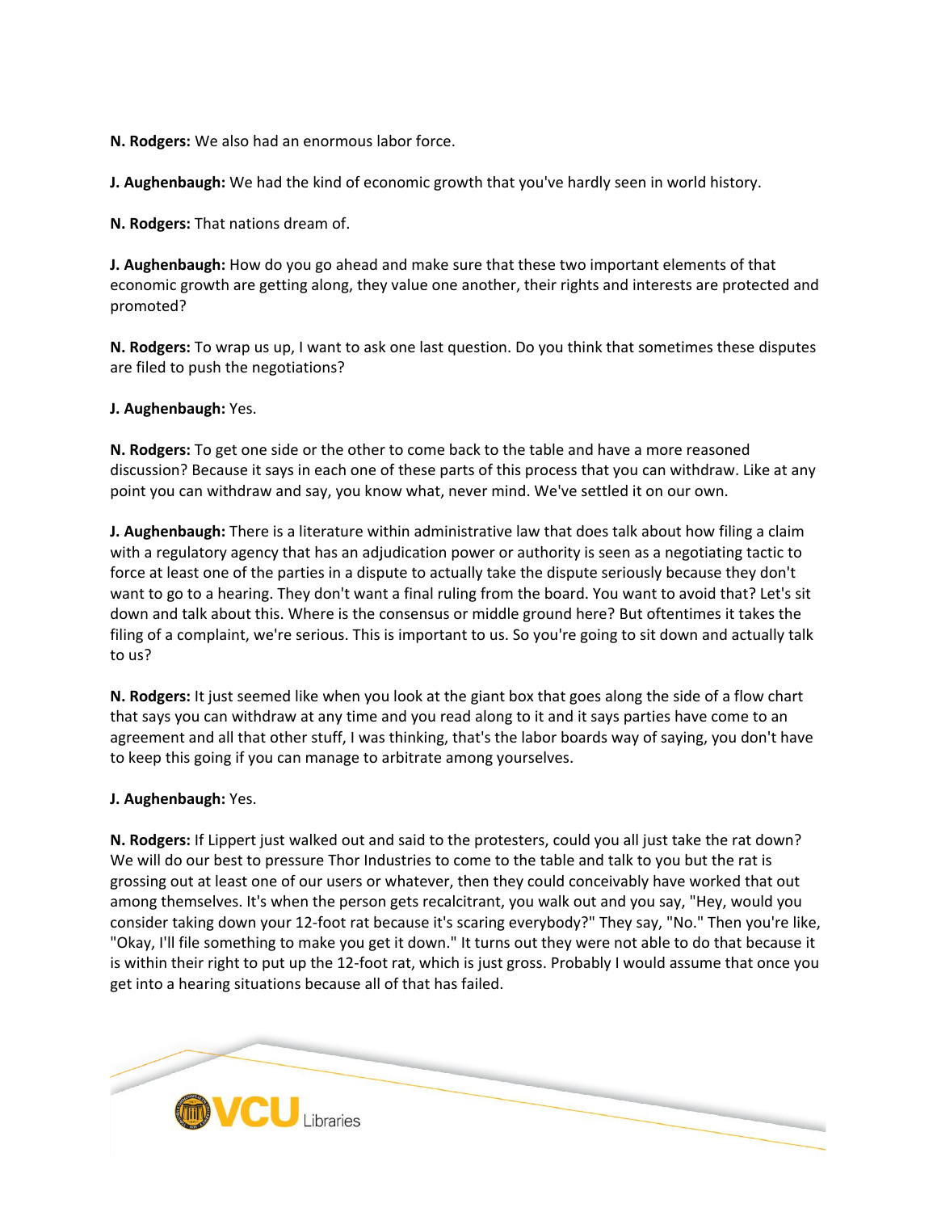**N. Rodgers:** We also had an enormous labor force.

**J. Aughenbaugh:** We had the kind of economic growth that you've hardly seen in world history.

**N. Rodgers:** That nations dream of.

**J. Aughenbaugh:** How do you go ahead and make sure that these two important elements of that economic growth are getting along, they value one another, their rights and interests are protected and promoted?

**N. Rodgers:** To wrap us up, I want to ask one last question. Do you think that sometimes these disputes are filed to push the negotiations?

**J. Aughenbaugh:** Yes.

**N. Rodgers:** To get one side or the other to come back to the table and have a more reasoned discussion? Because it says in each one of these parts of this process that you can withdraw. Like at any point you can withdraw and say, you know what, never mind. We've settled it on our own.

**J. Aughenbaugh:** There is a literature within administrative law that does talk about how filing a claim with a regulatory agency that has an adjudication power or authority is seen as a negotiating tactic to force at least one of the parties in a dispute to actually take the dispute seriously because they don't want to go to a hearing. They don't want a final ruling from the board. You want to avoid that? Let's sit down and talk about this. Where is the consensus or middle ground here? But oftentimes it takes the filing of a complaint, we're serious. This is important to us. So you're going to sit down and actually talk to us?

**N. Rodgers:** It just seemed like when you look at the giant box that goes along the side of a flow chart that says you can withdraw at any time and you read along to it and it says parties have come to an agreement and all that other stuff, I was thinking, that's the labor boards way of saying, you don't have to keep this going if you can manage to arbitrate among yourselves.

**J. Aughenbaugh:** Yes.

**N. Rodgers:** If Lippert just walked out and said to the protesters, could you all just take the rat down? We will do our best to pressure Thor Industries to come to the table and talk to you but the rat is grossing out at least one of our users or whatever, then they could conceivably have worked that out among themselves. It's when the person gets recalcitrant, you walk out and you say, "Hey, would you consider taking down your 12-foot rat because it's scaring everybody?" They say, "No." Then you're like, "Okay, I'll file something to make you get it down." It turns out they were not able to do that because it is within their right to put up the 12-foot rat, which is just gross. Probably I would assume that once you get into a hearing situations because all of that has failed.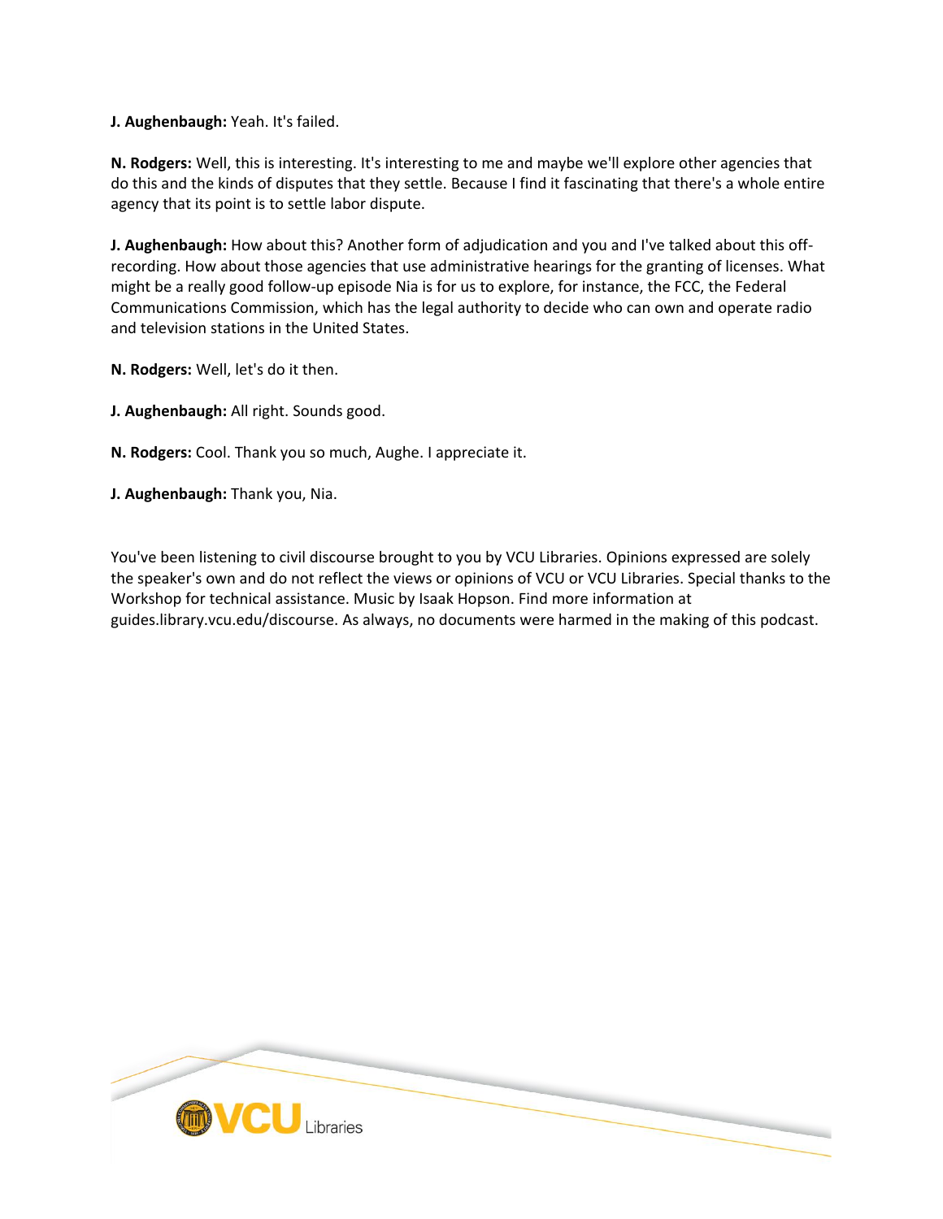**J. Aughenbaugh:** Yeah. It's failed.

**N. Rodgers:** Well, this is interesting. It's interesting to me and maybe we'll explore other agencies that do this and the kinds of disputes that they settle. Because I find it fascinating that there's a whole entire agency that its point is to settle labor dispute.

**J. Aughenbaugh:** How about this? Another form of adjudication and you and I've talked about this off-recording. How about those agencies that use administrative hearings for the granting of licenses. What might be a really good follow-up episode Nia is for us to explore, for instance, the FCC, the Federal Communications Commission, which has the legal authority to decide who can own and operate radio and television stations in the United States.

**N. Rodgers:** Well, let's do it then.

**J. Aughenbaugh:** All right. Sounds good.

**N. Rodgers:** Cool. Thank you so much, Aughe. I appreciate it.

**J. Aughenbaugh:** Thank you, Nia.

You've been listening to civil discourse brought to you by VCU Libraries. Opinions expressed are solely the speaker's own and do not reflect the views or opinions of VCU or VCU Libraries. Special thanks to the Workshop for technical assistance. Music by Isaak Hopson. Find more information at guides.library.vcu.edu/discourse. As always, no documents were harmed in the making of this podcast.